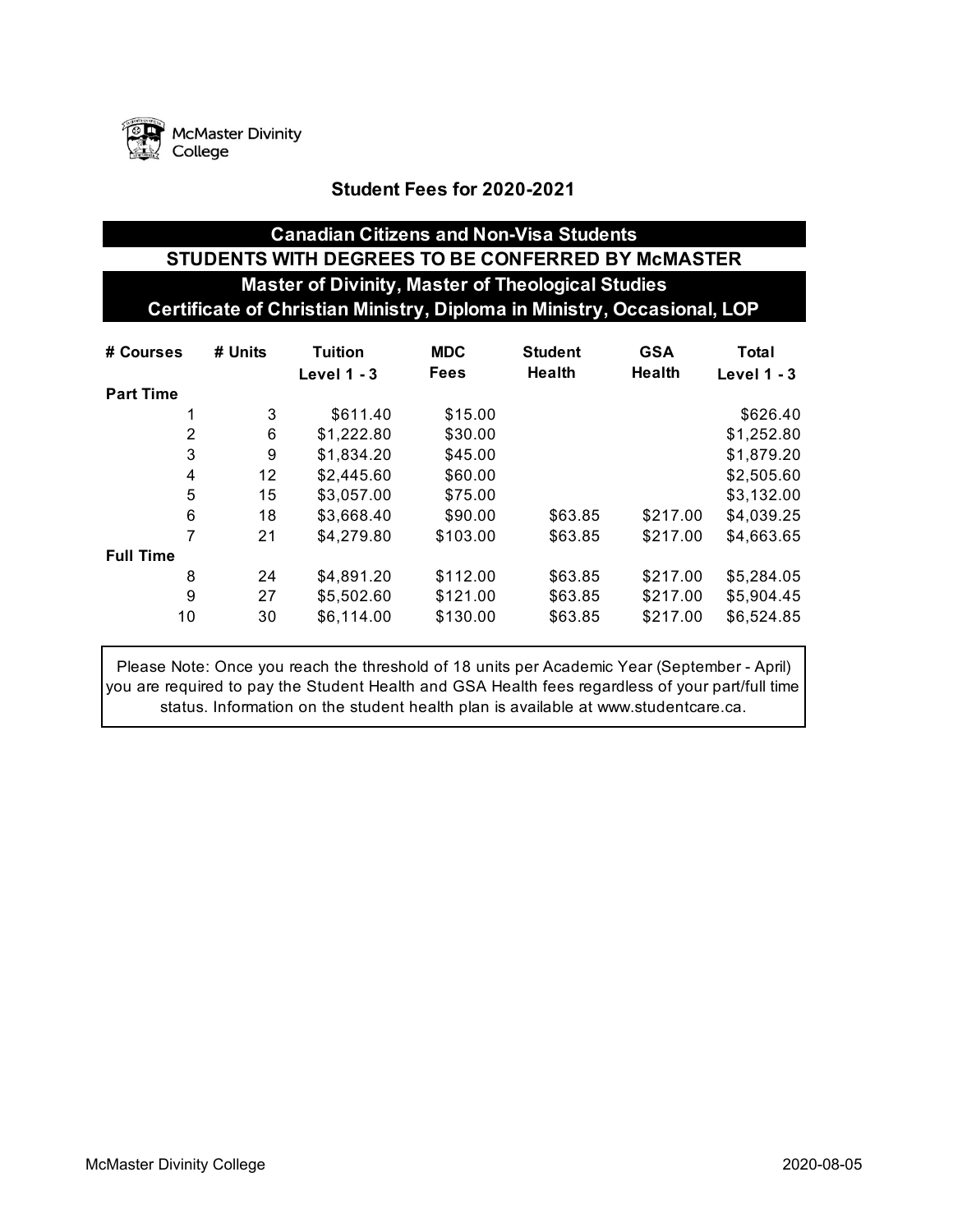McMaster Divinity College

# Student Fees for 2020-2021

## Canadian Citizens and Non-Visa Students

### STUDENTS WITH DEGREES TO BE CONFERRED BY McMASTER

### Master of Divinity, Master of Theological Studies
### Certificate of Christian Ministry, Diploma in Ministry, Occasional, LOP

| # Courses | # Units | Tuition Level 1 - 3 | MDC Fees | Student Health | GSA Health | Total Level 1 - 3 |
|---|---|---|---|---|---|---|
| **Part Time** | | | | | | |
| 1 | 3 | $611.40 | $15.00 | | | $626.40 |
| 2 | 6 | $1,222.80 | $30.00 | | | $1,252.80 |
| 3 | 9 | $1,834.20 | $45.00 | | | $1,879.20 |
| 4 | 12 | $2,445.60 | $60.00 | | | $2,505.60 |
| 5 | 15 | $3,057.00 | $75.00 | | | $3,132.00 |
| 6 | 18 | $3,668.40 | $90.00 | $63.85 | $217.00 | $4,039.25 |
| 7 | 21 | $4,279.80 | $103.00 | $63.85 | $217.00 | $4,663.65 |
| **Full Time** | | | | | | |
| 8 | 24 | $4,891.20 | $112.00 | $63.85 | $217.00 | $5,284.05 |
| 9 | 27 | $5,502.60 | $121.00 | $63.85 | $217.00 | $5,904.45 |
| 10 | 30 | $6,114.00 | $130.00 | $63.85 | $217.00 | $6,524.85 |

Please Note: Once you reach the threshold of 18 units per Academic Year (September - April) you are required to pay the Student Health and GSA Health fees regardless of your part/full time status. Information on the student health plan is available at www.studentcare.ca.

McMaster Divinity College 2020-08-05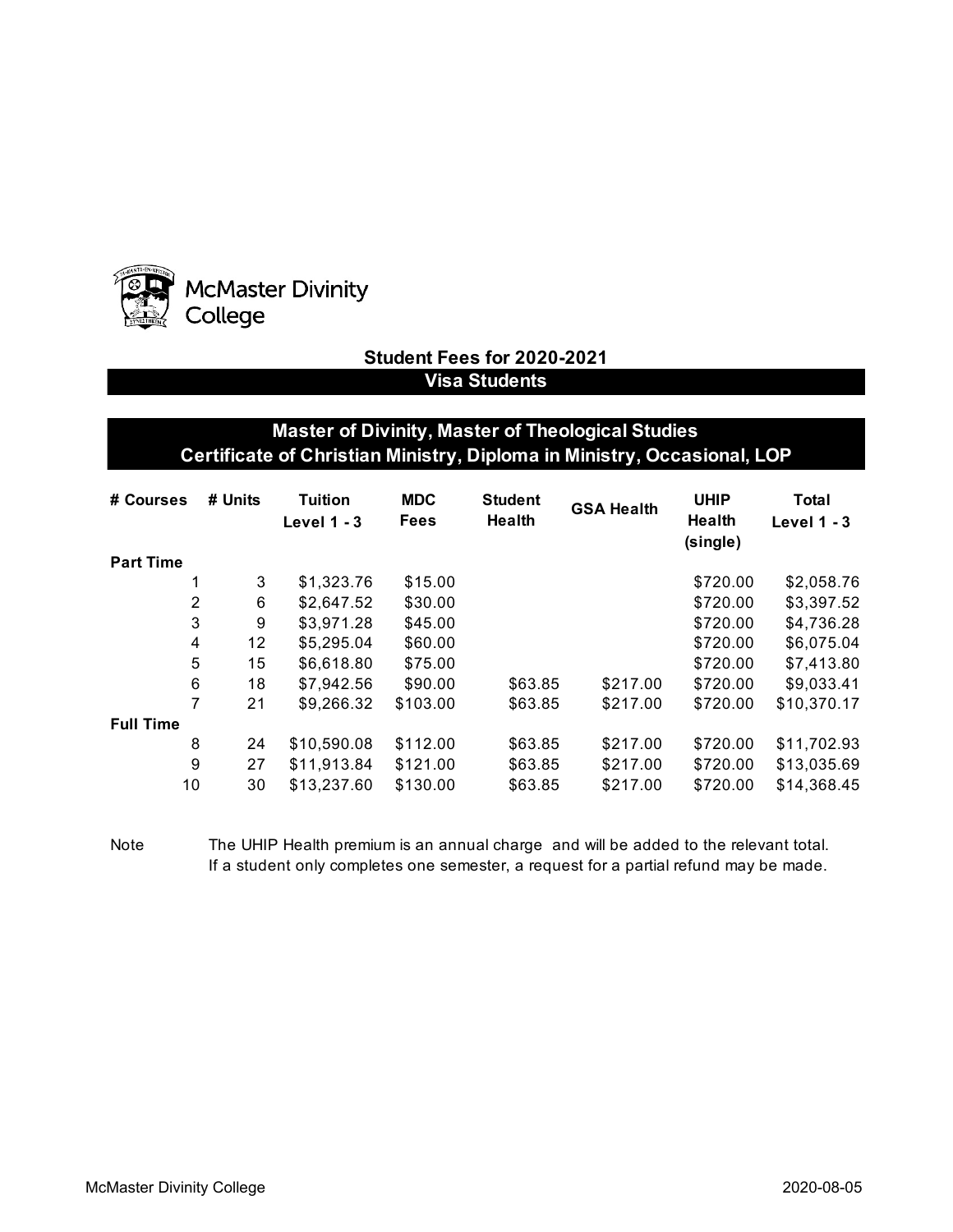McMaster Divinity College

## Student Fees for 2020-2021

### Visa Students

### Master of Divinity, Master of Theological Studies
### Certificate of Christian Ministry, Diploma in Ministry, Occasional, LOP

| # Courses | # Units | Tuition Level 1 - 3 | MDC Fees | Student Health | GSA Health | UHIP Health (single) | Total Level 1 - 3 |
|---|---|---|---|---|---|---|---|
| **Part Time** | | | | | | | |
| 1 | 3 | $1,323.76 | $15.00 | | | $720.00 | $2,058.76 |
| 2 | 6 | $2,647.52 | $30.00 | | | $720.00 | $3,397.52 |
| 3 | 9 | $3,971.28 | $45.00 | | | $720.00 | $4,736.28 |
| 4 | 12 | $5,295.04 | $60.00 | | | $720.00 | $6,075.04 |
| 5 | 15 | $6,618.80 | $75.00 | | | $720.00 | $7,413.80 |
| 6 | 18 | $7,942.56 | $90.00 | $63.85 | $217.00 | $720.00 | $9,033.41 |
| 7 | 21 | $9,266.32 | $103.00 | $63.85 | $217.00 | $720.00 | $10,370.17 |
| **Full Time** | | | | | | | |
| 8 | 24 | $10,590.08 | $112.00 | $63.85 | $217.00 | $720.00 | $11,702.93 |
| 9 | 27 | $11,913.84 | $121.00 | $63.85 | $217.00 | $720.00 | $13,035.69 |
| 10 | 30 | $13,237.60 | $130.00 | $63.85 | $217.00 | $720.00 | $14,368.45 |

Note: The UHIP Health premium is an annual charge and will be added to the relevant total. If a student only completes one semester, a request for a partial refund may be made.

McMaster Divinity College 2020-08-05